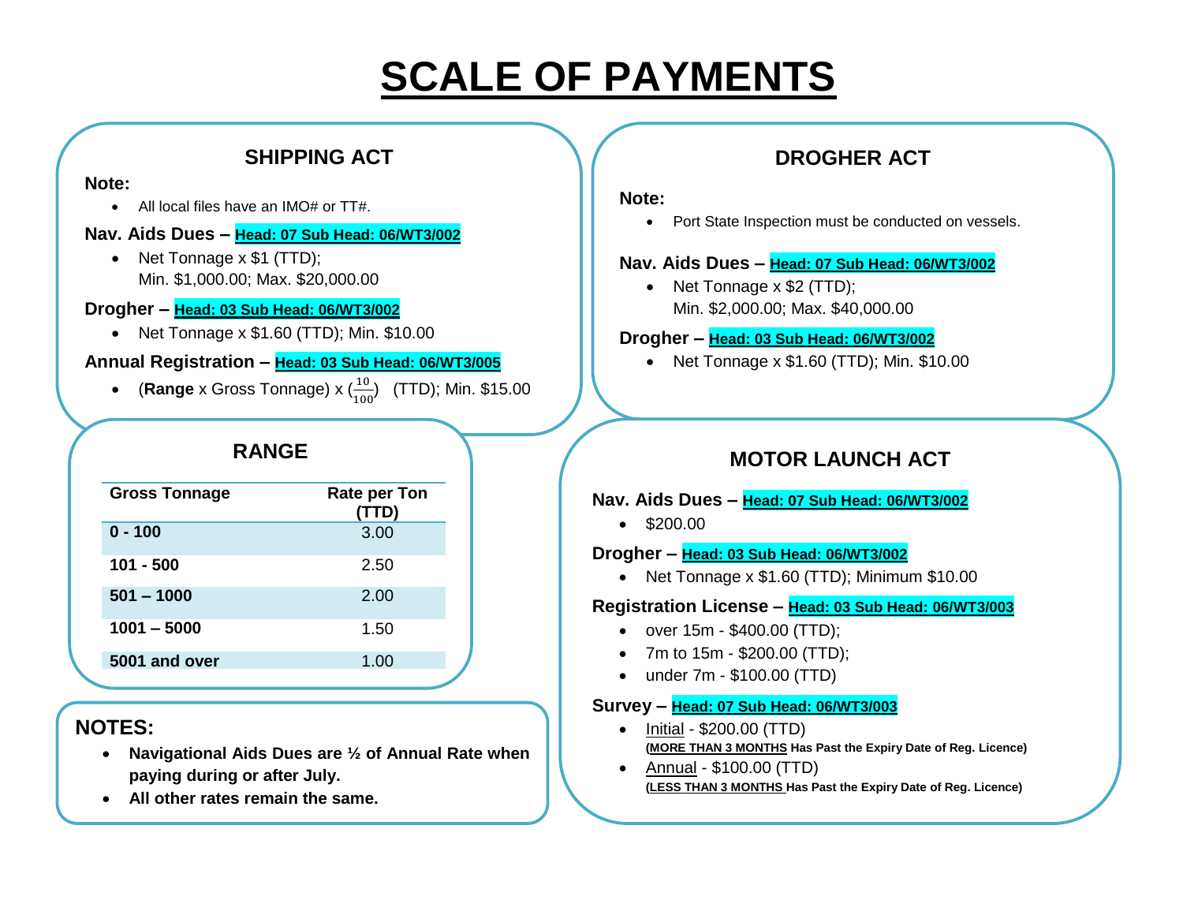# SCALE OF PAYMENTS

## SHIPPING ACT

**Note:**

- All local files have an IMO# or TT#.

**Nav. Aids Dues – Head: 07 Sub Head: 06/WT3/002**

- Net Tonnage x $1 (TTD);
  Min. $1,000.00; Max. $20,000.00

**Drogher – Head: 03 Sub Head: 06/WT3/002**

- Net Tonnage x $1.60 (TTD); Min. $10.00

**Annual Registration – Head: 03 Sub Head: 06/WT3/005**

- (**Range** x Gross Tonnage) x ($\frac{10}{100}$) (TTD); Min. $15.00

## RANGE

| Gross Tonnage | Rate per Ton (TTD) |
|---|---|
| **0 - 100** | 3.00 |
| **101 - 500** | 2.50 |
| **501 – 1000** | 2.00 |
| **1001 – 5000** | 1.50 |
| **5001 and over** | 1.00 |

## NOTES:

- **Navigational Aids Dues are ½ of Annual Rate when paying during or after July.**
- **All other rates remain the same.**

## DROGHER ACT

**Note:**

- Port State Inspection must be conducted on vessels.

**Nav. Aids Dues – Head: 07 Sub Head: 06/WT3/002**

- Net Tonnage x $2 (TTD);
  Min. $2,000.00; Max. $40,000.00

**Drogher – Head: 03 Sub Head: 06/WT3/002**

- Net Tonnage x $1.60 (TTD); Min. $10.00

## MOTOR LAUNCH ACT

**Nav. Aids Dues – Head: 07 Sub Head: 06/WT3/002**

- $200.00

**Drogher – Head: 03 Sub Head: 06/WT3/002**

- Net Tonnage x $1.60 (TTD); Minimum $10.00

**Registration License – Head: 03 Sub Head: 06/WT3/003**

- over 15m - $400.00 (TTD);
- 7m to 15m - $200.00 (TTD);
- under 7m - $100.00 (TTD)

**Survey – Head: 07 Sub Head: 06/WT3/003**

- Initial - $200.00 (TTD)
  **(MORE THAN 3 MONTHS Has Past the Expiry Date of Reg. Licence)**
- Annual - $100.00 (TTD)
  **(LESS THAN 3 MONTHS Has Past the Expiry Date of Reg. Licence)**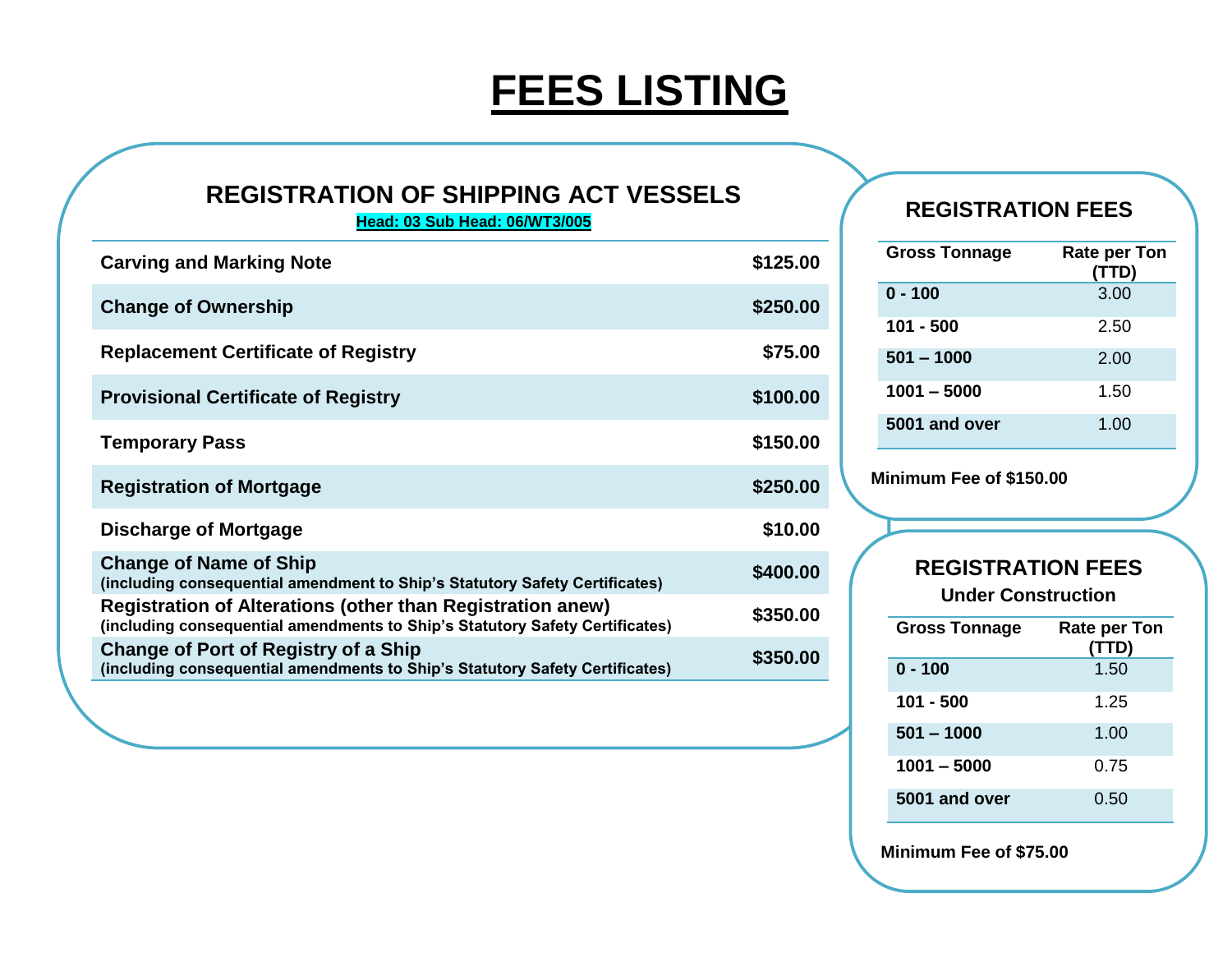# FEES LISTING

## REGISTRATION OF SHIPPING ACT VESSELS

**Head: 03 Sub Head: 06/WT3/005**

| Item | Fee |
|---|---|
| **Carving and Marking Note** | **$125.00** |
| **Change of Ownership** | **$250.00** |
| **Replacement Certificate of Registry** | **$75.00** |
| **Provisional Certificate of Registry** | **$100.00** |
| **Temporary Pass** | **$150.00** |
| **Registration of Mortgage** | **$250.00** |
| **Discharge of Mortgage** | **$10.00** |
| **Change of Name of Ship** (including consequential amendment to Ship's Statutory Safety Certificates) | **$400.00** |
| **Registration of Alterations (other than Registration anew)** (including consequential amendments to Ship's Statutory Safety Certificates) | **$350.00** |
| **Change of Port of Registry of a Ship** (including consequential amendments to Ship's Statutory Safety Certificates) | **$350.00** |

## REGISTRATION FEES

| Gross Tonnage | Rate per Ton (TTD) |
|---|---|
| **0 - 100** | 3.00 |
| **101 - 500** | 2.50 |
| **501 – 1000** | 2.00 |
| **1001 – 5000** | 1.50 |
| **5001 and over** | 1.00 |

**Minimum Fee of $150.00**

## REGISTRATION FEES

### Under Construction

| Gross Tonnage | Rate per Ton (TTD) |
|---|---|
| **0 - 100** | 1.50 |
| **101 - 500** | 1.25 |
| **501 – 1000** | 1.00 |
| **1001 – 5000** | 0.75 |
| **5001 and over** | 0.50 |

**Minimum Fee of $75.00**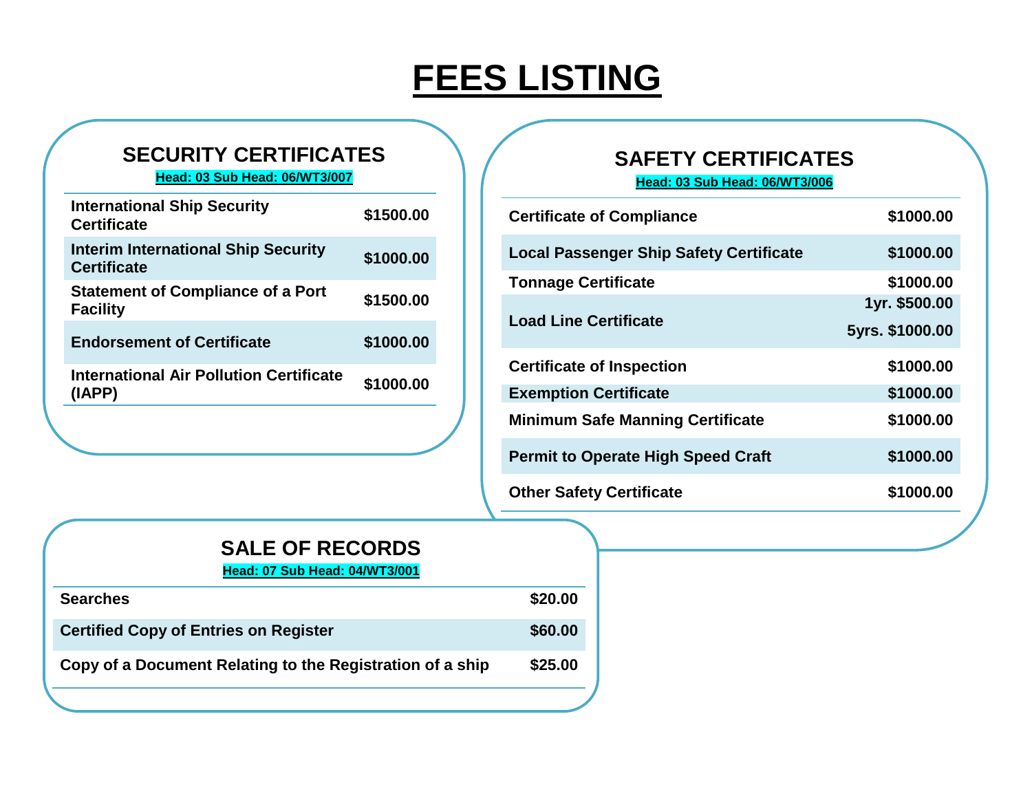# FEES LISTING

## SECURITY CERTIFICATES

**Head: 03 Sub Head: 06/WT3/007**

| | |
|---|---|
| International Ship Security Certificate | $1500.00 |
| Interim International Ship Security Certificate | $1000.00 |
| Statement of Compliance of a Port Facility | $1500.00 |
| Endorsement of Certificate | $1000.00 |
| International Air Pollution Certificate (IAPP) | $1000.00 |

## SAFETY CERTIFICATES

**Head: 03 Sub Head: 06/WT3/006**

| | |
|---|---|
| Certificate of Compliance | $1000.00 |
| Local Passenger Ship Safety Certificate | $1000.00 |
| Tonnage Certificate | $1000.00 |
| Load Line Certificate | 1yr. $500.00<br>5yrs. $1000.00 |
| Certificate of Inspection | $1000.00 |
| Exemption Certificate | $1000.00 |
| Minimum Safe Manning Certificate | $1000.00 |
| Permit to Operate High Speed Craft | $1000.00 |
| Other Safety Certificate | $1000.00 |

## SALE OF RECORDS

**Head: 07 Sub Head: 04/WT3/001**

| | |
|---|---|
| Searches | $20.00 |
| Certified Copy of Entries on Register | $60.00 |
| Copy of a Document Relating to the Registration of a ship | $25.00 |